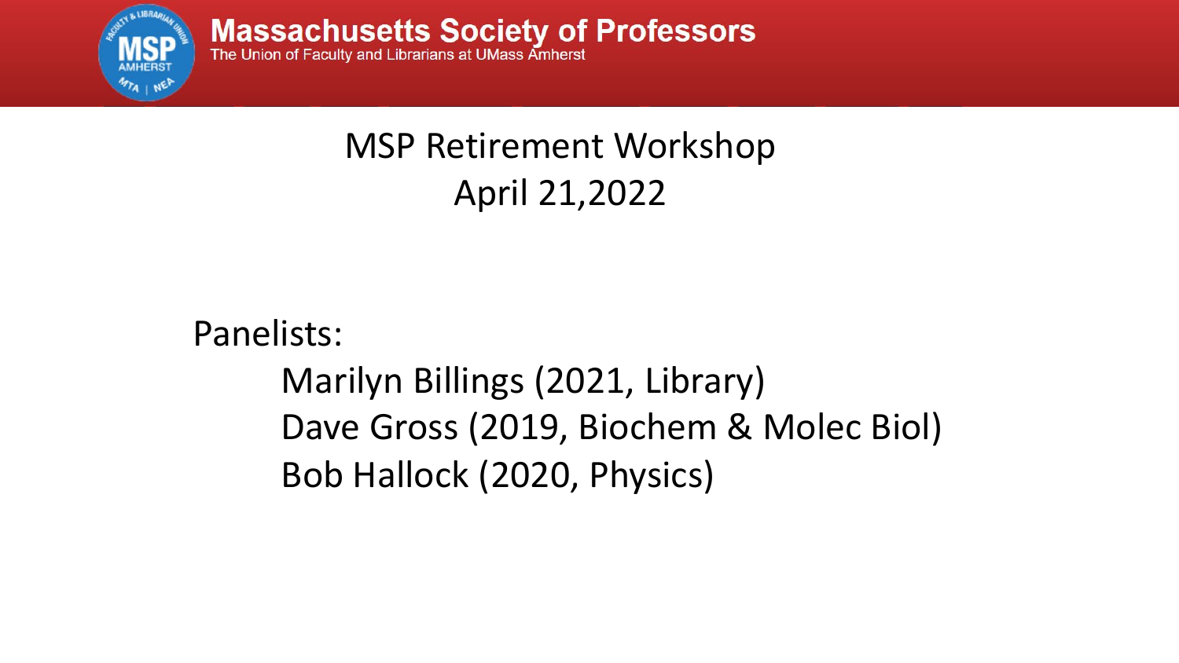Massachusetts Society of Professors
The Union of Faculty and Librarians at UMass Amherst

# MSP Retirement Workshop
## April 21,2022

Panelists:

- Marilyn Billings (2021, Library)
- Dave Gross (2019, Biochem & Molec Biol)
- Bob Hallock (2020, Physics)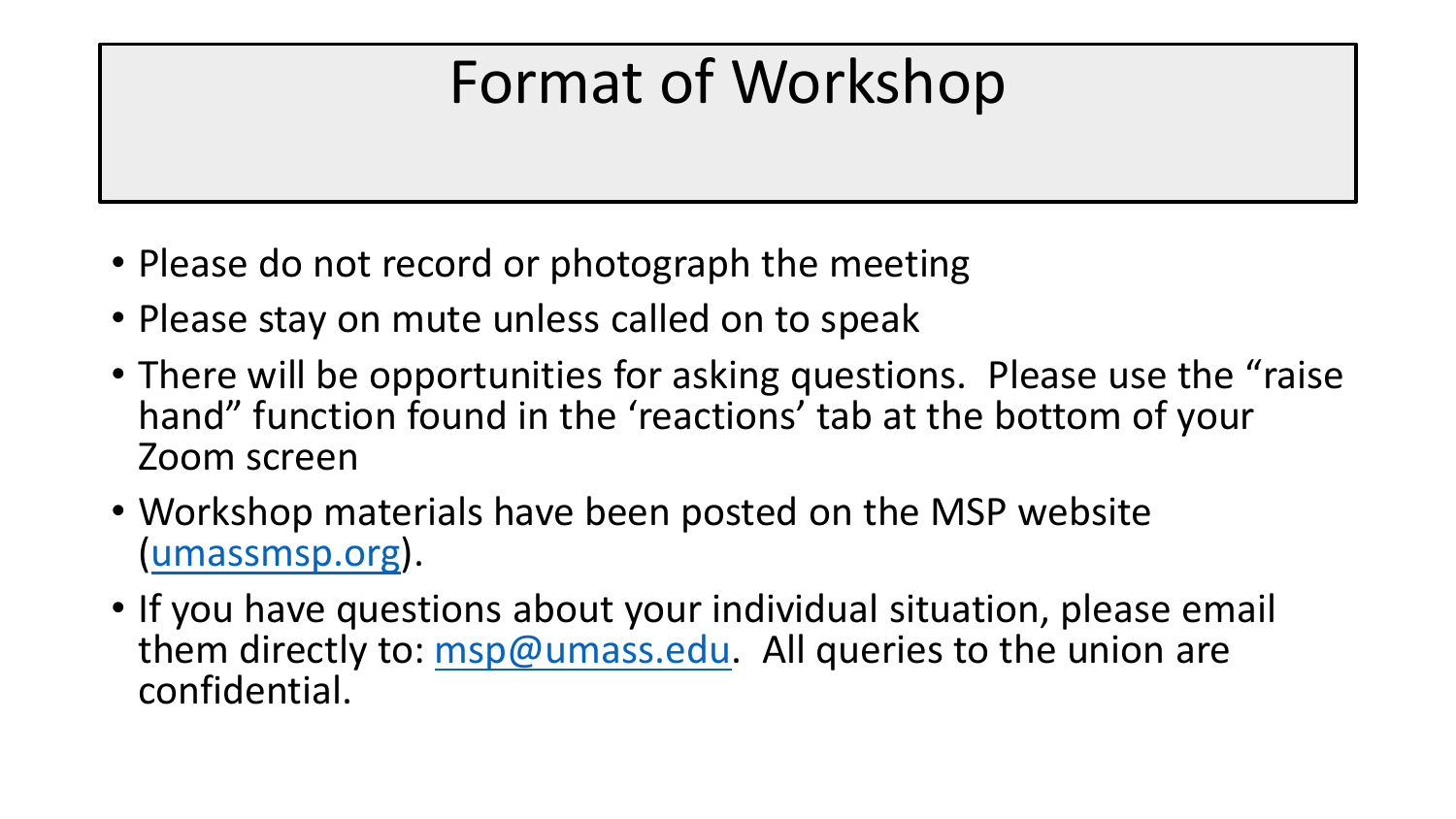# Format of Workshop

- Please do not record or photograph the meeting
- Please stay on mute unless called on to speak
- There will be opportunities for asking questions. Please use the "raise hand" function found in the 'reactions' tab at the bottom of your Zoom screen
- Workshop materials have been posted on the MSP website (umassmsp.org).
- If you have questions about your individual situation, please email them directly to: msp@umass.edu. All queries to the union are confidential.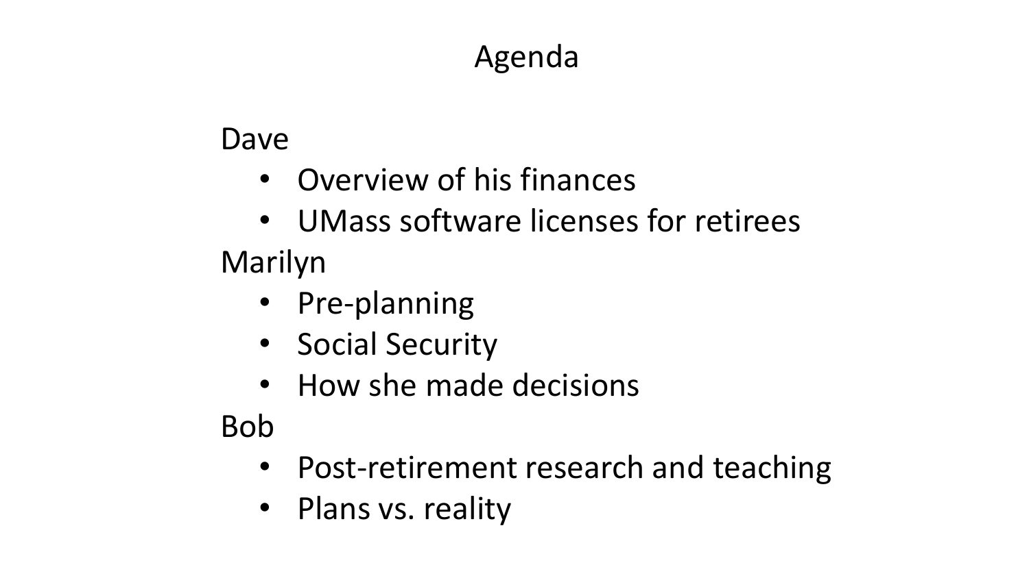# Agenda

Dave

- Overview of his finances
- UMass software licenses for retirees

Marilyn

- Pre-planning
- Social Security
- How she made decisions

Bob

- Post-retirement research and teaching
- Plans vs. reality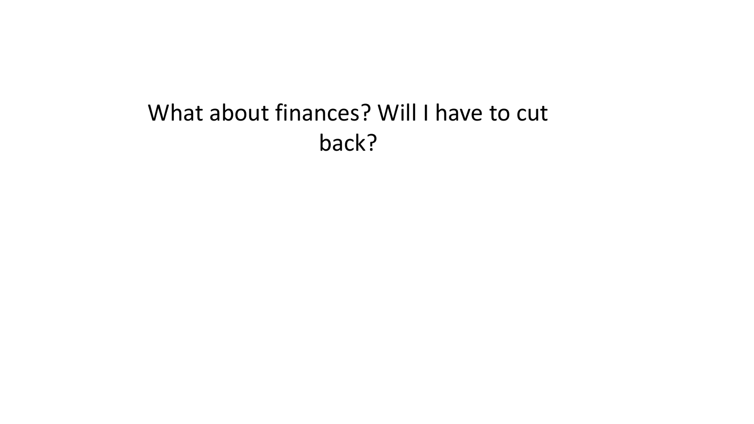What about finances? Will I have to cut back?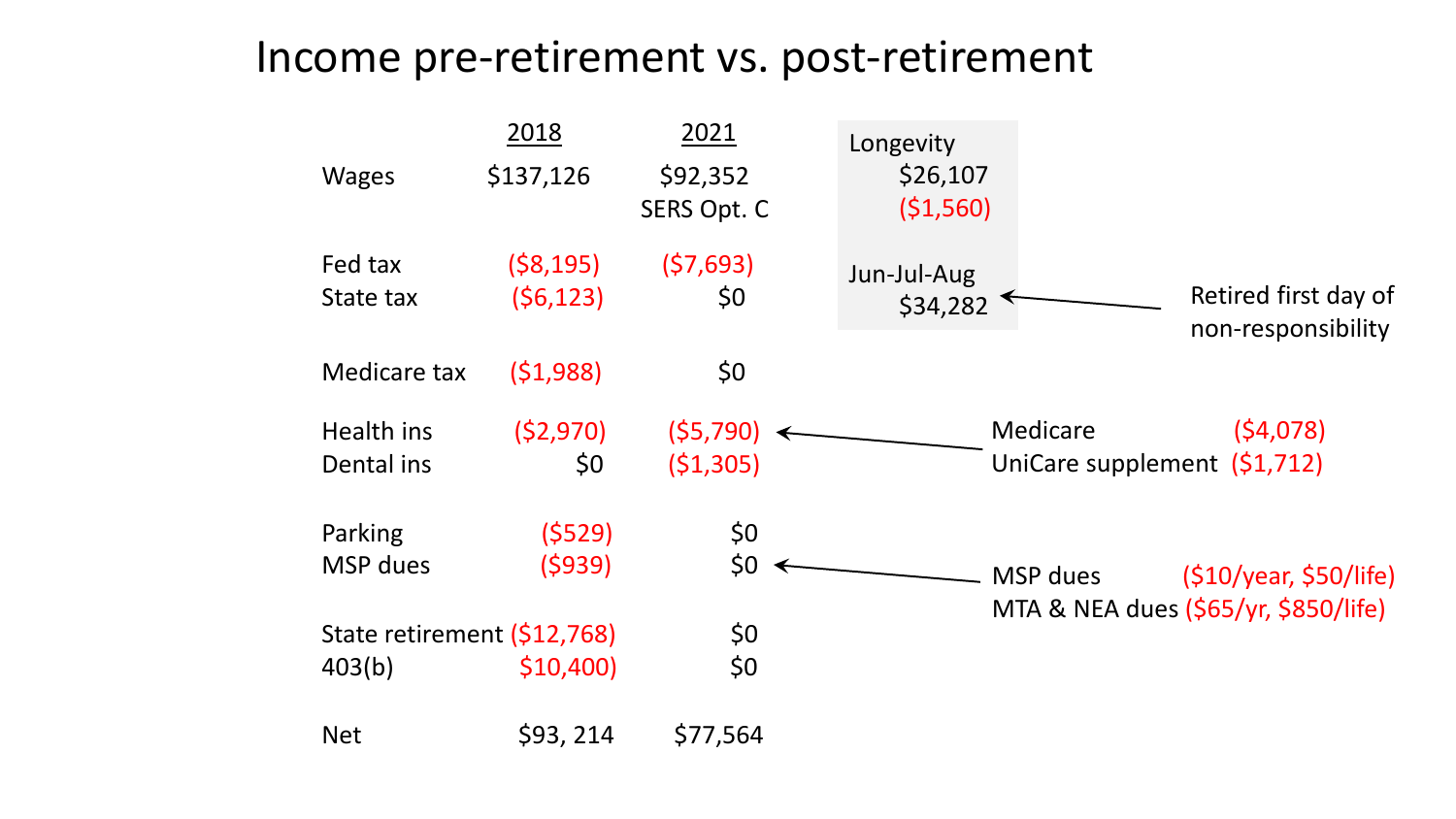# Income pre-retirement vs. post-retirement

| | 2018 | 2021 |
|---|---|---|
| Wages | $137,126 | $92,352<br>SERS Opt. C |
| Fed tax | ($8,195) | ($7,693) |
| State tax | ($6,123) | $0 |
| Medicare tax | ($1,988) | $0 |
| Health ins | ($2,970) | ($5,790) |
| Dental ins | $0 | ($1,305) |
| Parking | ($529) | $0 |
| MSP dues | ($939) | $0 |
| State retirement | ($12,768) | $0 |
| 403(b) | $10,400) | $0 |
| Net | $93, 214 | $77,564 |

Longevity
$26,107
($1,560)

Jun-Jul-Aug
$34,282 ← Retired first day of non-responsibility

Health ins ← Medicare ($4,078), UniCare supplement ($1,712)

MSP dues ← MSP dues ($10/year, $50/life), MTA & NEA dues ($65/yr, $850/life)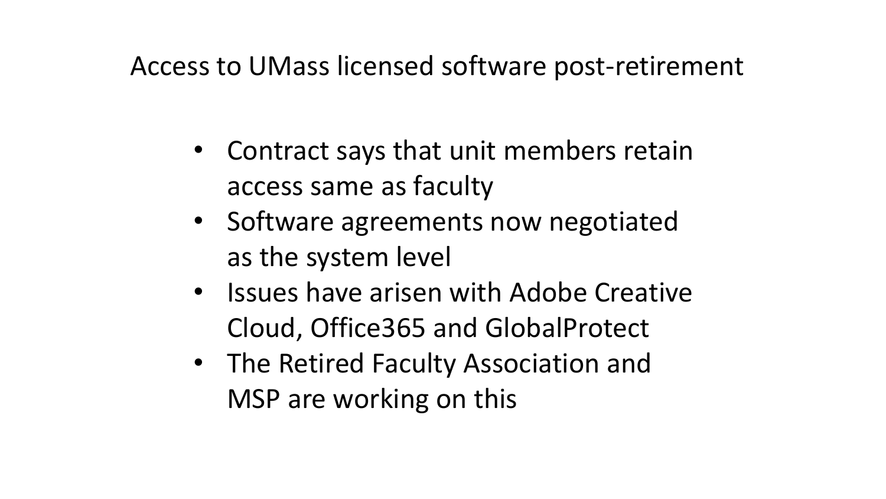# Access to UMass licensed software post-retirement

- Contract says that unit members retain access same as faculty
- Software agreements now negotiated as the system level
- Issues have arisen with Adobe Creative Cloud, Office365 and GlobalProtect
- The Retired Faculty Association and MSP are working on this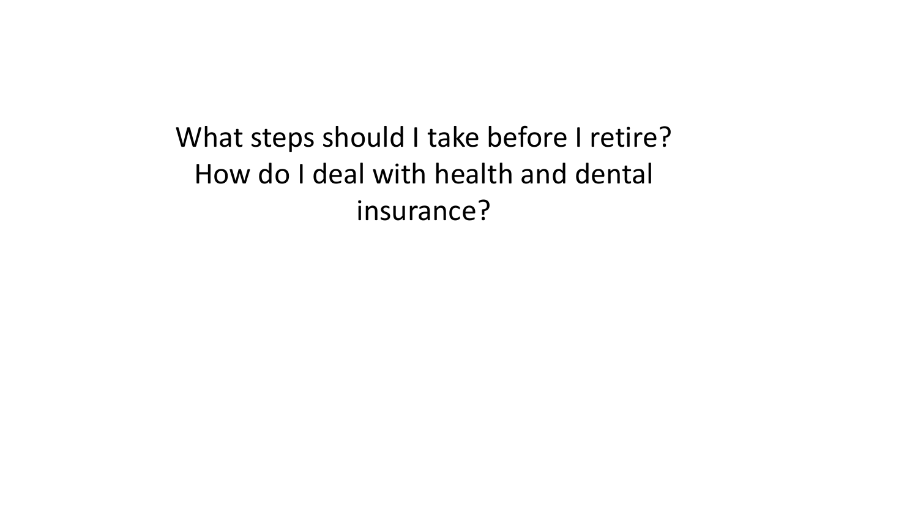What steps should I take before I retire? How do I deal with health and dental insurance?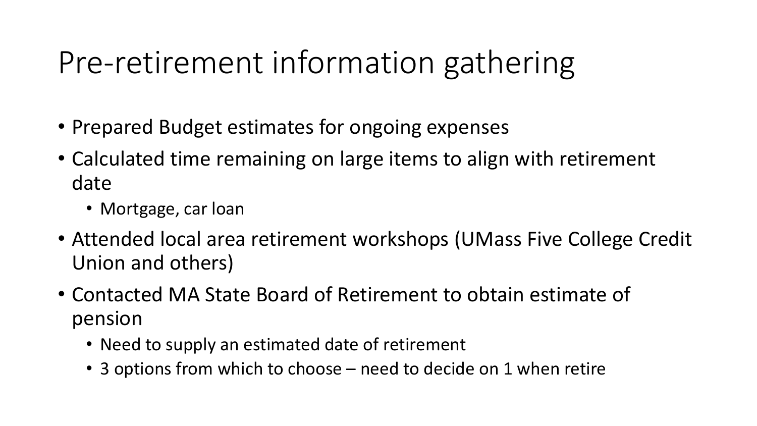# Pre-retirement information gathering

- Prepared Budget estimates for ongoing expenses
- Calculated time remaining on large items to align with retirement date
  - Mortgage, car loan
- Attended local area retirement workshops (UMass Five College Credit Union and others)
- Contacted MA State Board of Retirement to obtain estimate of pension
  - Need to supply an estimated date of retirement
  - 3 options from which to choose – need to decide on 1 when retire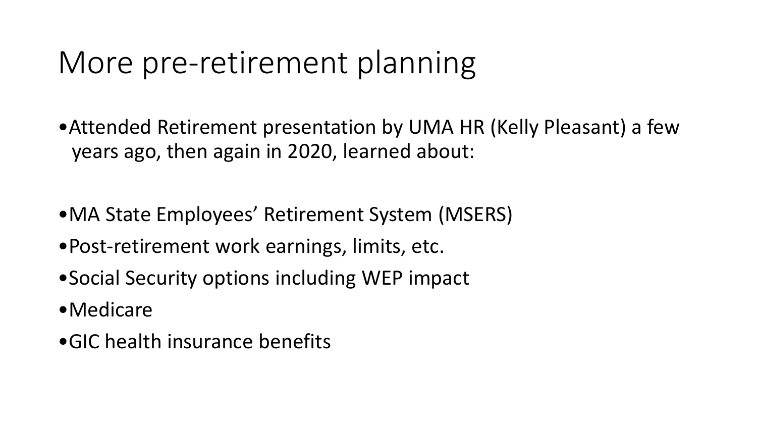# More pre-retirement planning

- Attended Retirement presentation by UMA HR (Kelly Pleasant) a few years ago, then again in 2020, learned about:

- MA State Employees' Retirement System (MSERS)
- Post-retirement work earnings, limits, etc.
- Social Security options including WEP impact
- Medicare
- GIC health insurance benefits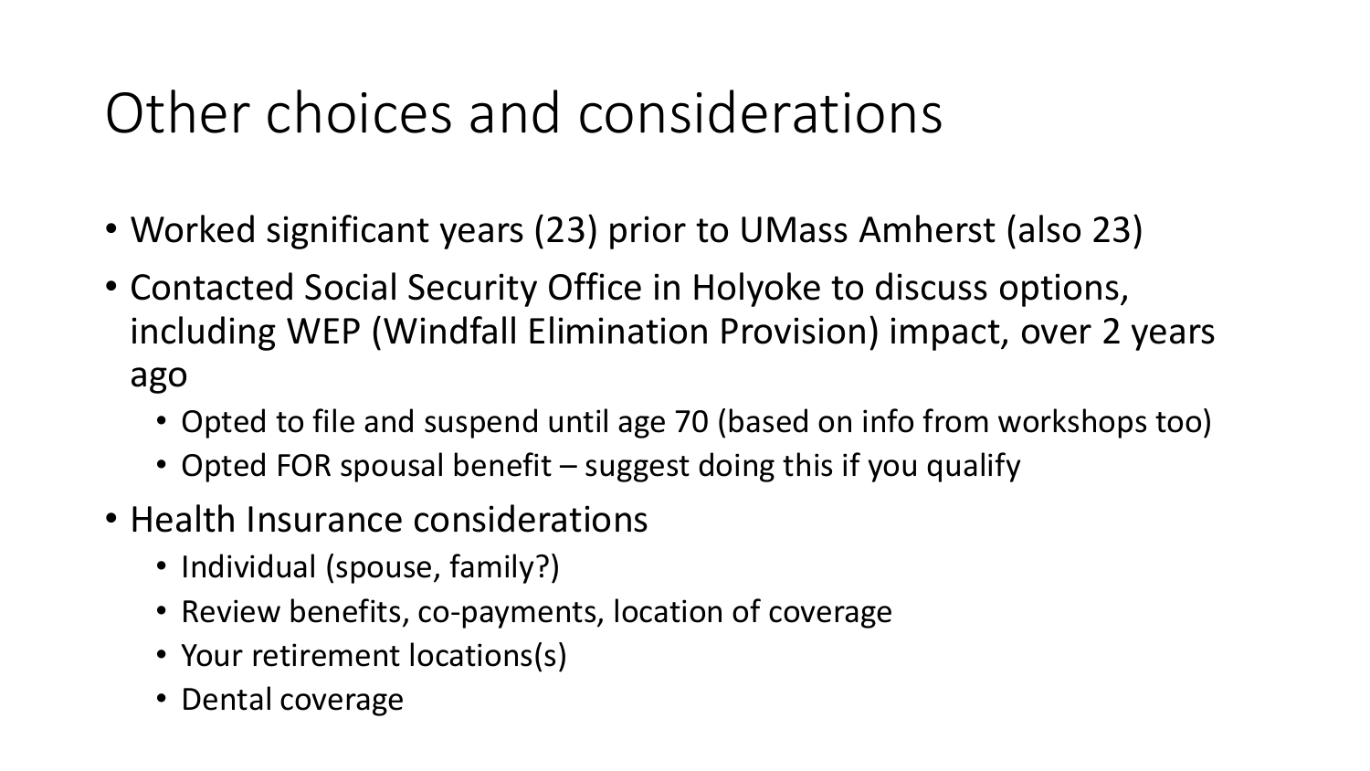# Other choices and considerations

- Worked significant years (23) prior to UMass Amherst (also 23)
- Contacted Social Security Office in Holyoke to discuss options, including WEP (Windfall Elimination Provision) impact, over 2 years ago
  - Opted to file and suspend until age 70 (based on info from workshops too)
  - Opted FOR spousal benefit – suggest doing this if you qualify
- Health Insurance considerations
  - Individual (spouse, family?)
  - Review benefits, co-payments, location of coverage
  - Your retirement locations(s)
  - Dental coverage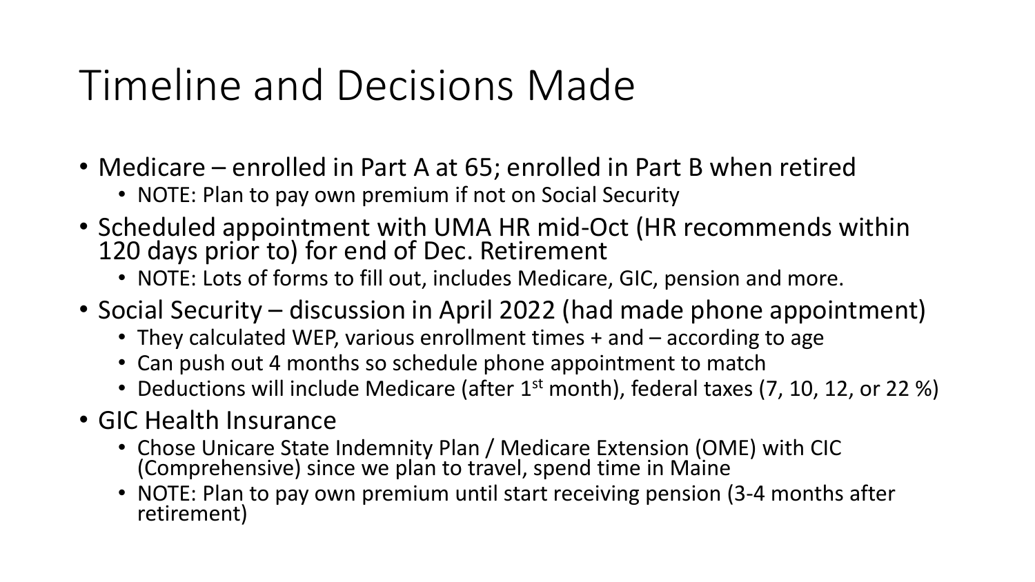# Timeline and Decisions Made

- Medicare – enrolled in Part A at 65; enrolled in Part B when retired
  - NOTE: Plan to pay own premium if not on Social Security
- Scheduled appointment with UMA HR mid-Oct (HR recommends within 120 days prior to) for end of Dec. Retirement
  - NOTE: Lots of forms to fill out, includes Medicare, GIC, pension and more.
- Social Security – discussion in April 2022 (had made phone appointment)
  - They calculated WEP, various enrollment times + and – according to age
  - Can push out 4 months so schedule phone appointment to match
  - Deductions will include Medicare (after 1st month), federal taxes (7, 10, 12, or 22 %)
- GIC Health Insurance
  - Chose Unicare State Indemnity Plan / Medicare Extension (OME) with CIC (Comprehensive) since we plan to travel, spend time in Maine
  - NOTE: Plan to pay own premium until start receiving pension (3-4 months after retirement)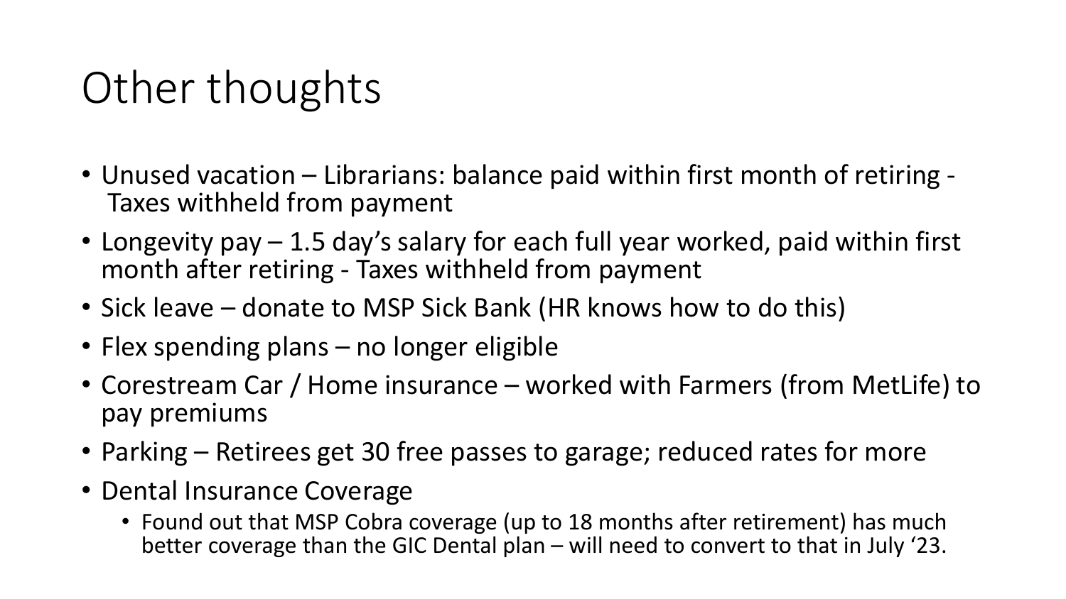# Other thoughts

- Unused vacation – Librarians: balance paid within first month of retiring - Taxes withheld from payment
- Longevity pay – 1.5 day's salary for each full year worked, paid within first month after retiring - Taxes withheld from payment
- Sick leave – donate to MSP Sick Bank (HR knows how to do this)
- Flex spending plans – no longer eligible
- Corestream Car / Home insurance – worked with Farmers (from MetLife) to pay premiums
- Parking – Retirees get 30 free passes to garage; reduced rates for more
- Dental Insurance Coverage
  - Found out that MSP Cobra coverage (up to 18 months after retirement) has much better coverage than the GIC Dental plan – will need to convert to that in July '23.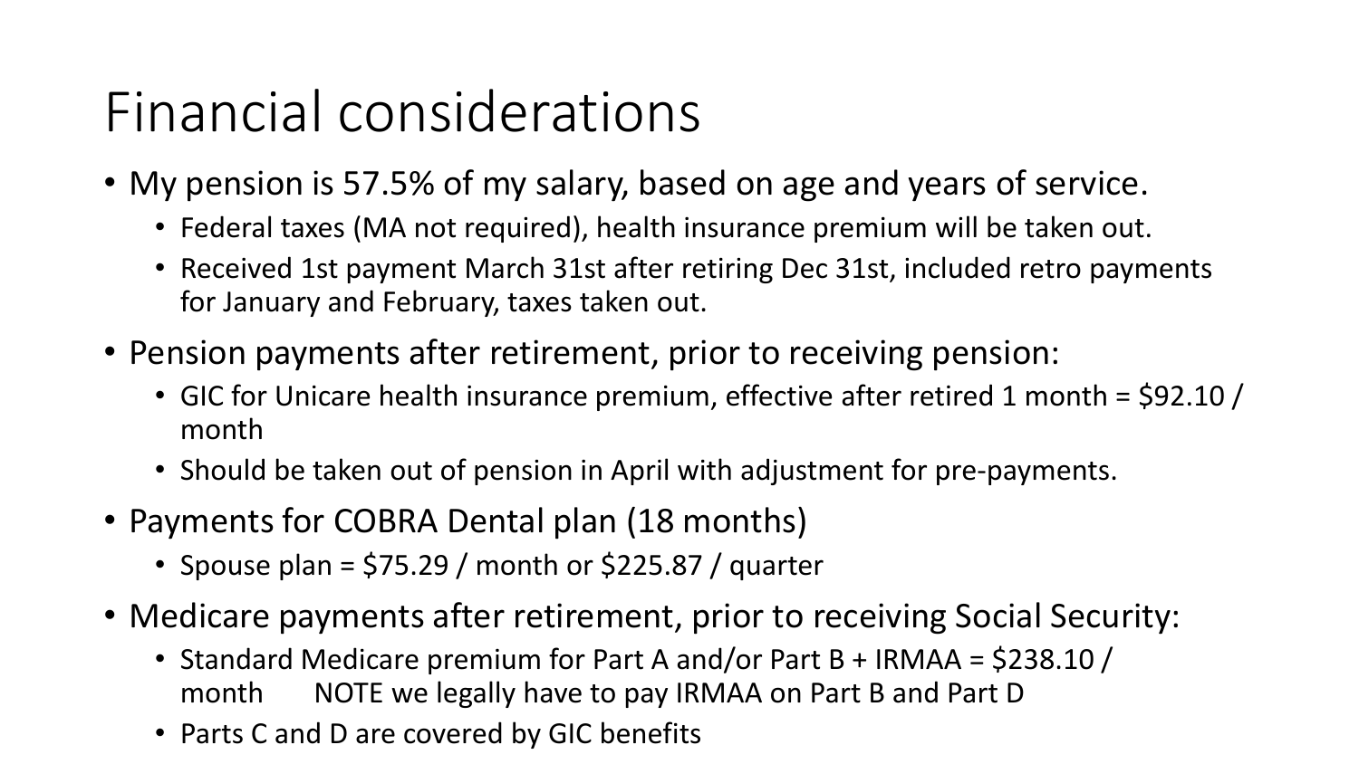# Financial considerations

- My pension is 57.5% of my salary, based on age and years of service.
  - Federal taxes (MA not required), health insurance premium will be taken out.
  - Received 1st payment March 31st after retiring Dec 31st, included retro payments for January and February, taxes taken out.
- Pension payments after retirement, prior to receiving pension:
  - GIC for Unicare health insurance premium, effective after retired 1 month = $92.10 / month
  - Should be taken out of pension in April with adjustment for pre-payments.
- Payments for COBRA Dental plan (18 months)
  - Spouse plan = $75.29 / month or $225.87 / quarter
- Medicare payments after retirement, prior to receiving Social Security:
  - Standard Medicare premium for Part A and/or Part B + IRMAA = $238.10 / month NOTE we legally have to pay IRMAA on Part B and Part D
  - Parts C and D are covered by GIC benefits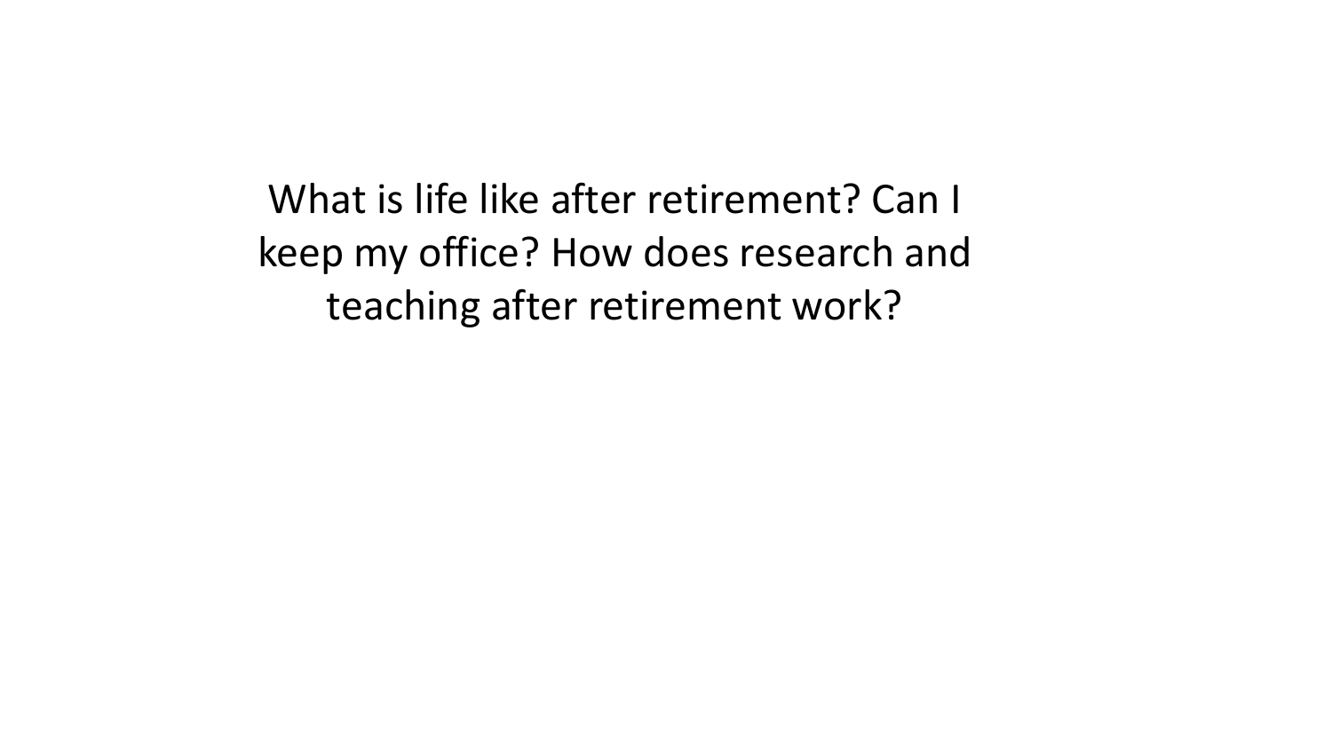What is life like after retirement? Can I keep my office? How does research and teaching after retirement work?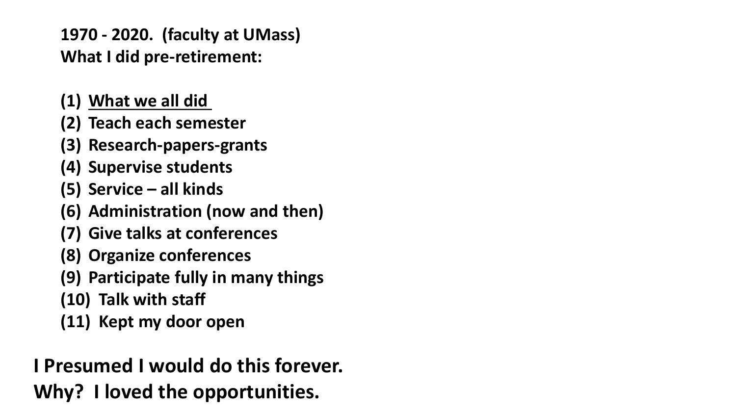**1970 - 2020. (faculty at UMass)**
**What I did pre-retirement:**

(1) **<u>What we all did</u>**
(2) **Teach each semester**
(3) **Research-papers-grants**
(4) **Supervise students**
(5) **Service – all kinds**
(6) **Administration (now and then)**
(7) **Give talks at conferences**
(8) **Organize conferences**
(9) **Participate fully in many things**
(10) **Talk with staff**
(11) **Kept my door open**

**I Presumed I would do this forever.**
**Why? I loved the opportunities.**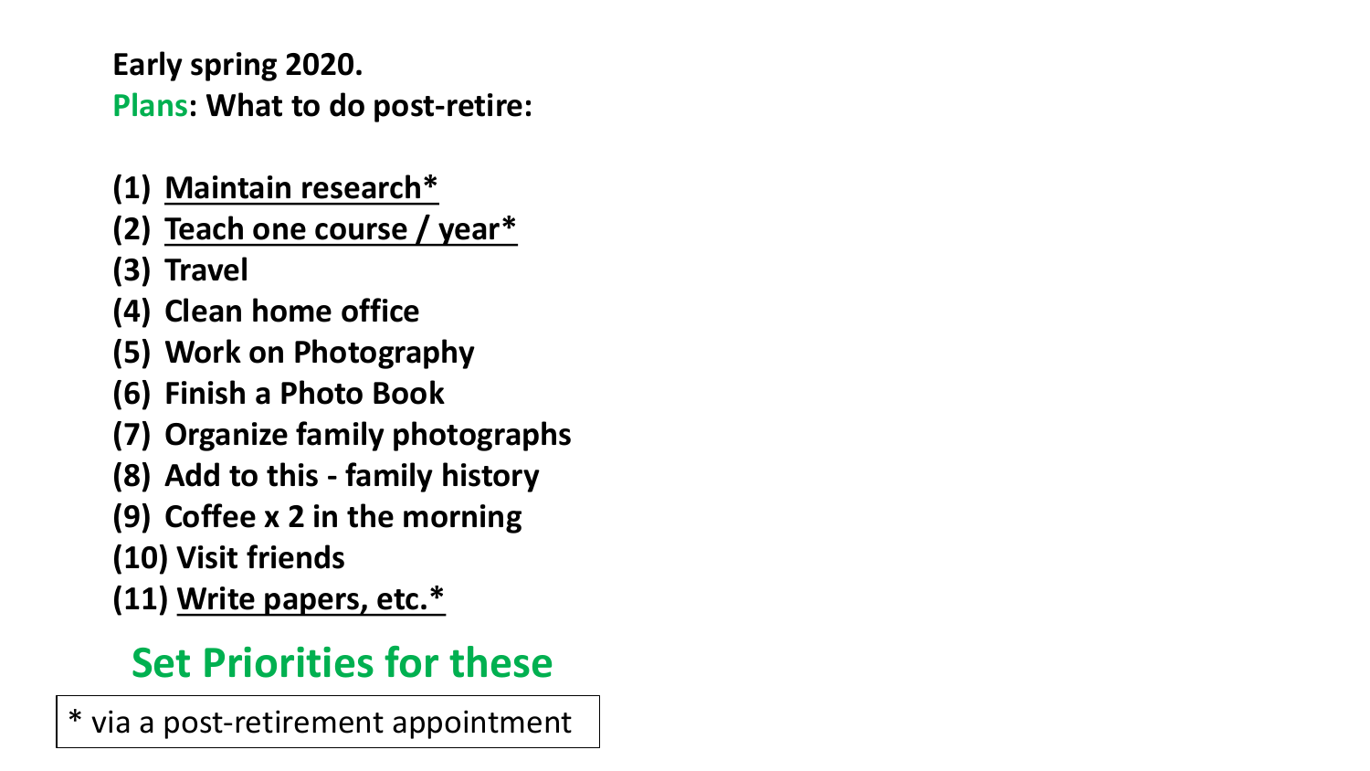**Early spring 2020.**
**Plans: What to do post-retire:**

1. **Maintain research***
2. **Teach one course / year***
3. **Travel**
4. **Clean home office**
5. **Work on Photography**
6. **Finish a Photo Book**
7. **Organize family photographs**
8. **Add to this - family history**
9. **Coffee x 2 in the morning**
10. **Visit friends**
11. **Write papers, etc.***

## Set Priorities for these

\* via a post-retirement appointment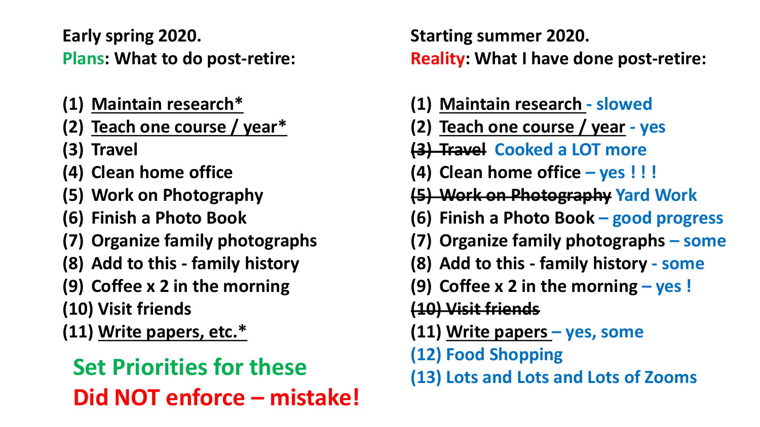**Early spring 2020.**
**Plans: What to do post-retire:**

1. <u>Maintain research*</u>
2. <u>Teach one course / year*</u>
3. Travel
4. Clean home office
5. Work on Photography
6. Finish a Photo Book
7. Organize family photographs
8. Add to this - family history
9. Coffee x 2 in the morning
10. Visit friends
11. <u>Write papers, etc.*</u>

**Set Priorities for these**

**Did NOT enforce – mistake!**

**Starting summer 2020.**
**Reality: What I have done post-retire:**

1. <u>Maintain research</u> - slowed
2. <u>Teach one course / year</u> - yes
3. ~~Travel~~ Cooked a LOT more
4. Clean home office – yes ! ! !
5. ~~Work on Photography~~ Yard Work
6. Finish a Photo Book – good progress
7. Organize family photographs – some
8. Add to this - family history - some
9. Coffee x 2 in the morning – yes !
10. ~~Visit friends~~
11. <u>Write papers</u> – yes, some
12. Food Shopping
13. Lots and Lots and Lots of Zooms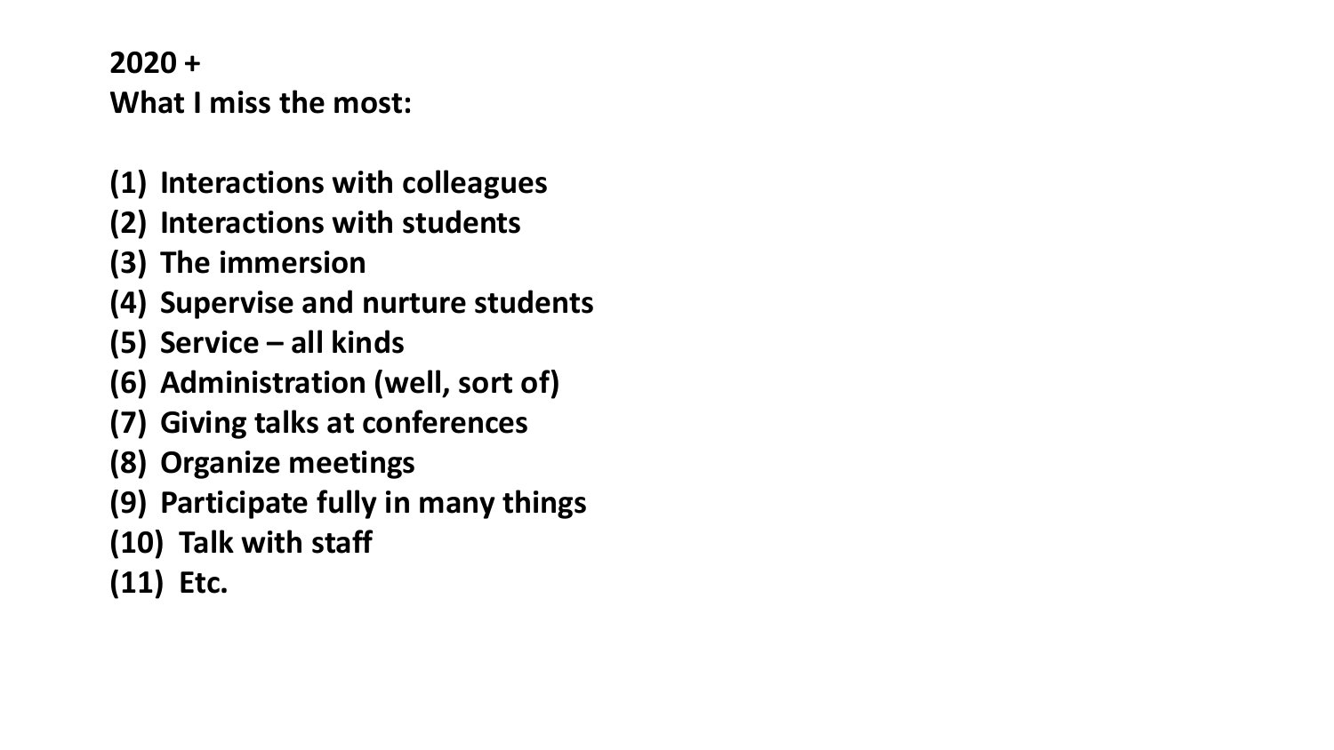**2020 +**
**What I miss the most:**

**(1) Interactions with colleagues**
**(2) Interactions with students**
**(3) The immersion**
**(4) Supervise and nurture students**
**(5) Service – all kinds**
**(6) Administration (well, sort of)**
**(7) Giving talks at conferences**
**(8) Organize meetings**
**(9) Participate fully in many things**
**(10) Talk with staff**
**(11) Etc.**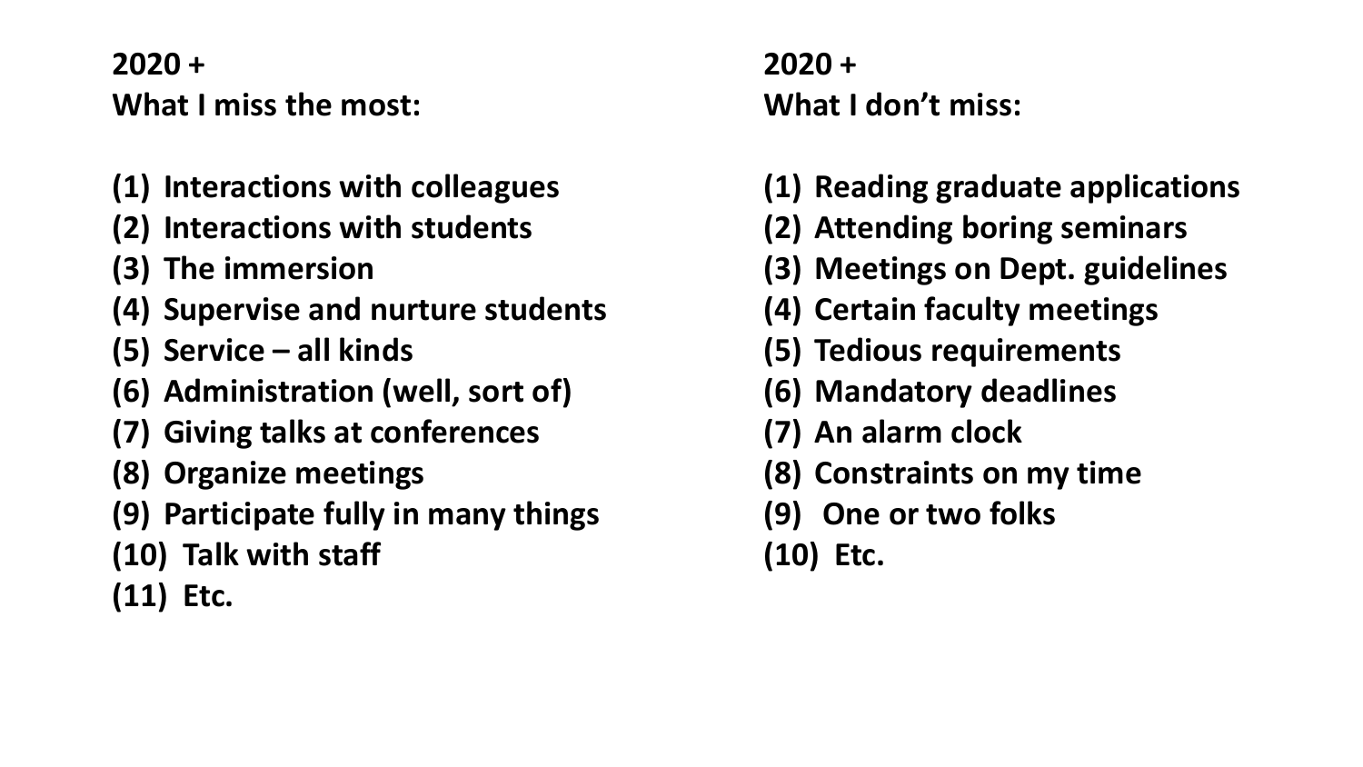**2020 +**
**What I miss the most:**

**(1) Interactions with colleagues**
**(2) Interactions with students**
**(3) The immersion**
**(4) Supervise and nurture students**
**(5) Service – all kinds**
**(6) Administration (well, sort of)**
**(7) Giving talks at conferences**
**(8) Organize meetings**
**(9) Participate fully in many things**
**(10) Talk with staff**
**(11) Etc.**

**2020 +**
**What I don't miss:**

**(1) Reading graduate applications**
**(2) Attending boring seminars**
**(3) Meetings on Dept. guidelines**
**(4) Certain faculty meetings**
**(5) Tedious requirements**
**(6) Mandatory deadlines**
**(7) An alarm clock**
**(8) Constraints on my time**
**(9) One or two folks**
**(10) Etc.**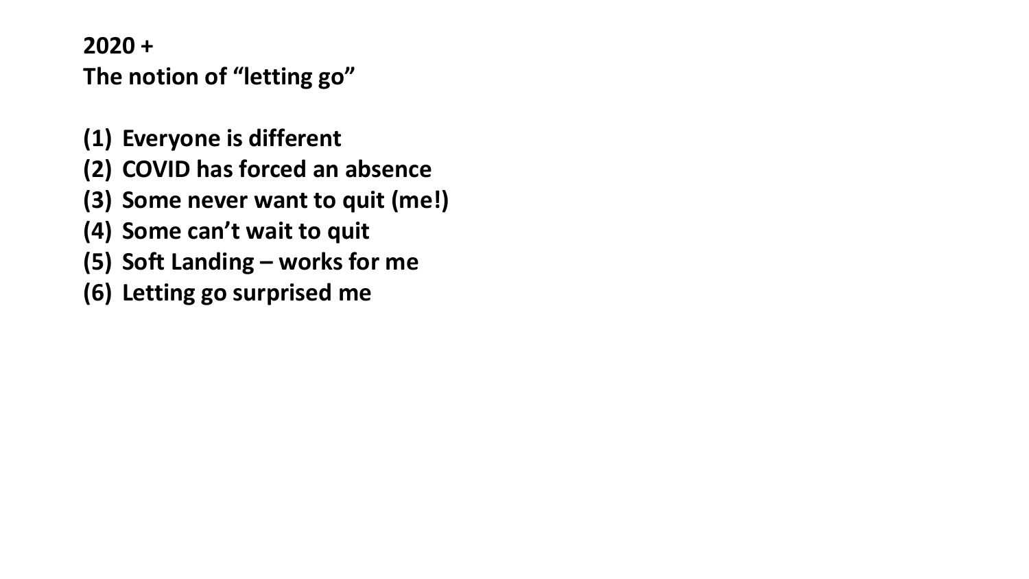**2020 +**
**The notion of “letting go”**

1. **Everyone is different**
2. **COVID has forced an absence**
3. **Some never want to quit (me!)**
4. **Some can’t wait to quit**
5. **Soft Landing – works for me**
6. **Letting go surprised me**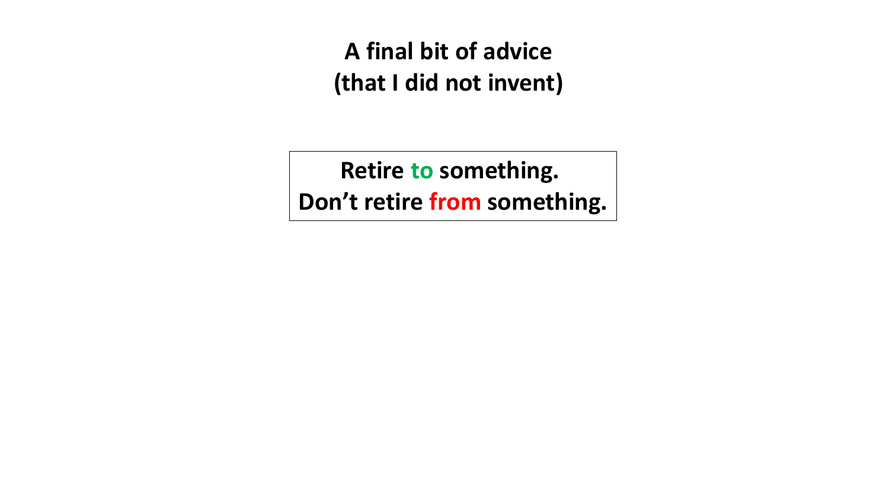# A final bit of advice
# (that I did not invent)

**Retire to something.**
**Don’t retire from something.**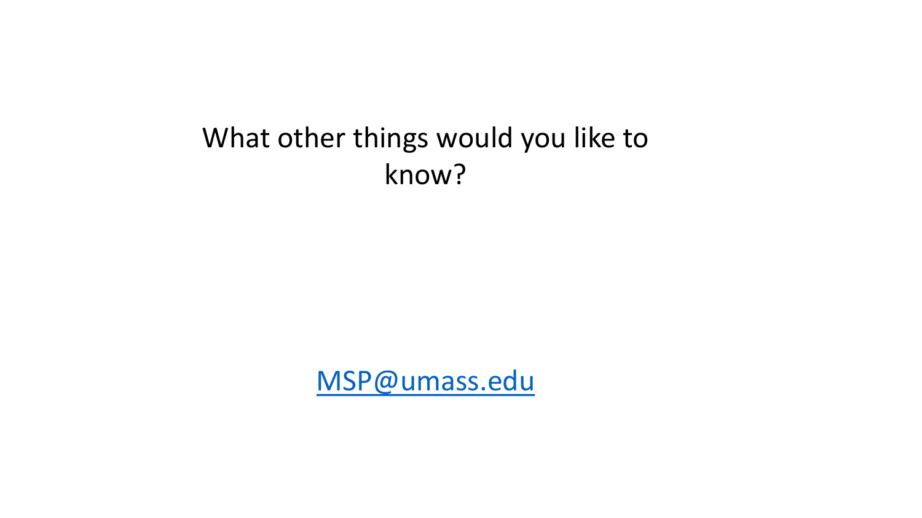What other things would you like to know?

[MSP@umass.edu](mailto:MSP@umass.edu)